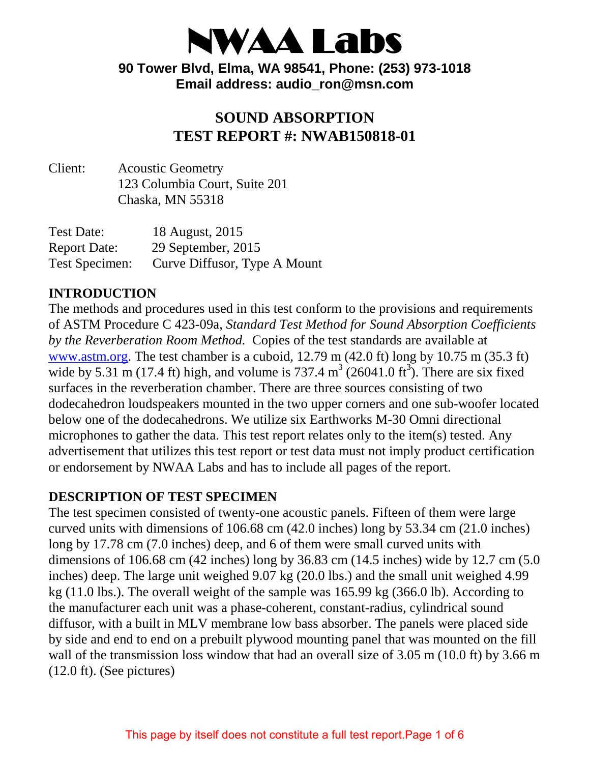# NWAA Labs

**90 Tower Blvd, Elma, WA 98541, Phone: (253) 973-1018**
**Email address: audio_ron@msn.com**

## SOUND ABSORPTION
## TEST REPORT #: NWAB150818-01

Client: Acoustic Geometry
123 Columbia Court, Suite 201
Chaska, MN 55318

Test Date: 18 August, 2015
Report Date: 29 September, 2015
Test Specimen: Curve Diffusor, Type A Mount

### INTRODUCTION

The methods and procedures used in this test conform to the provisions and requirements of ASTM Procedure C 423-09a, *Standard Test Method for Sound Absorption Coefficients by the Reverberation Room Method.* Copies of the test standards are available at www.astm.org. The test chamber is a cuboid, 12.79 m (42.0 ft) long by 10.75 m (35.3 ft) wide by 5.31 m (17.4 ft) high, and volume is 737.4 $m^3$ (26041.0 $ft^3$). There are six fixed surfaces in the reverberation chamber. There are three sources consisting of two dodecahedron loudspeakers mounted in the two upper corners and one sub-woofer located below one of the dodecahedrons. We utilize six Earthworks M-30 Omni directional microphones to gather the data. This test report relates only to the item(s) tested. Any advertisement that utilizes this test report or test data must not imply product certification or endorsement by NWAA Labs and has to include all pages of the report.

### DESCRIPTION OF TEST SPECIMEN

The test specimen consisted of twenty-one acoustic panels. Fifteen of them were large curved units with dimensions of 106.68 cm (42.0 inches) long by 53.34 cm (21.0 inches) long by 17.78 cm (7.0 inches) deep, and 6 of them were small curved units with dimensions of 106.68 cm (42 inches) long by 36.83 cm (14.5 inches) wide by 12.7 cm (5.0 inches) deep. The large unit weighed 9.07 kg (20.0 lbs.) and the small unit weighed 4.99 kg (11.0 lbs.). The overall weight of the sample was 165.99 kg (366.0 lb). According to the manufacturer each unit was a phase-coherent, constant-radius, cylindrical sound diffusor, with a built in MLV membrane low bass absorber. The panels were placed side by side and end to end on a prebuilt plywood mounting panel that was mounted on the fill wall of the transmission loss window that had an overall size of 3.05 m (10.0 ft) by 3.66 m (12.0 ft). (See pictures)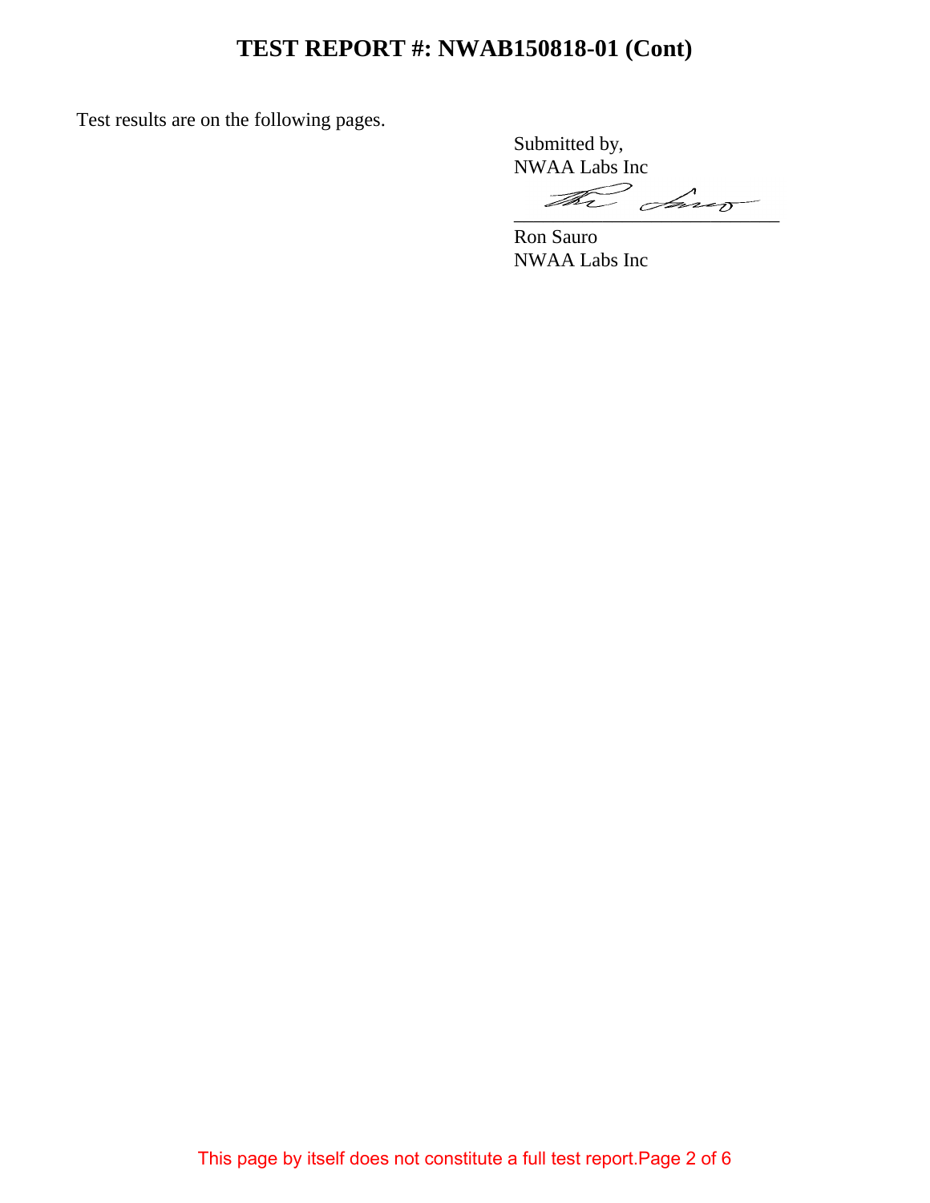# TEST REPORT #: NWAB150818-01 (Cont)

Test results are on the following pages.

Submitted by,
NWAA Labs Inc

\_\_\_\_\_\_\_\_\_\_\_\_\_\_\_\_\_\_\_\_\_\_\_\_\_\_\_\_

Ron Sauro
NWAA Labs Inc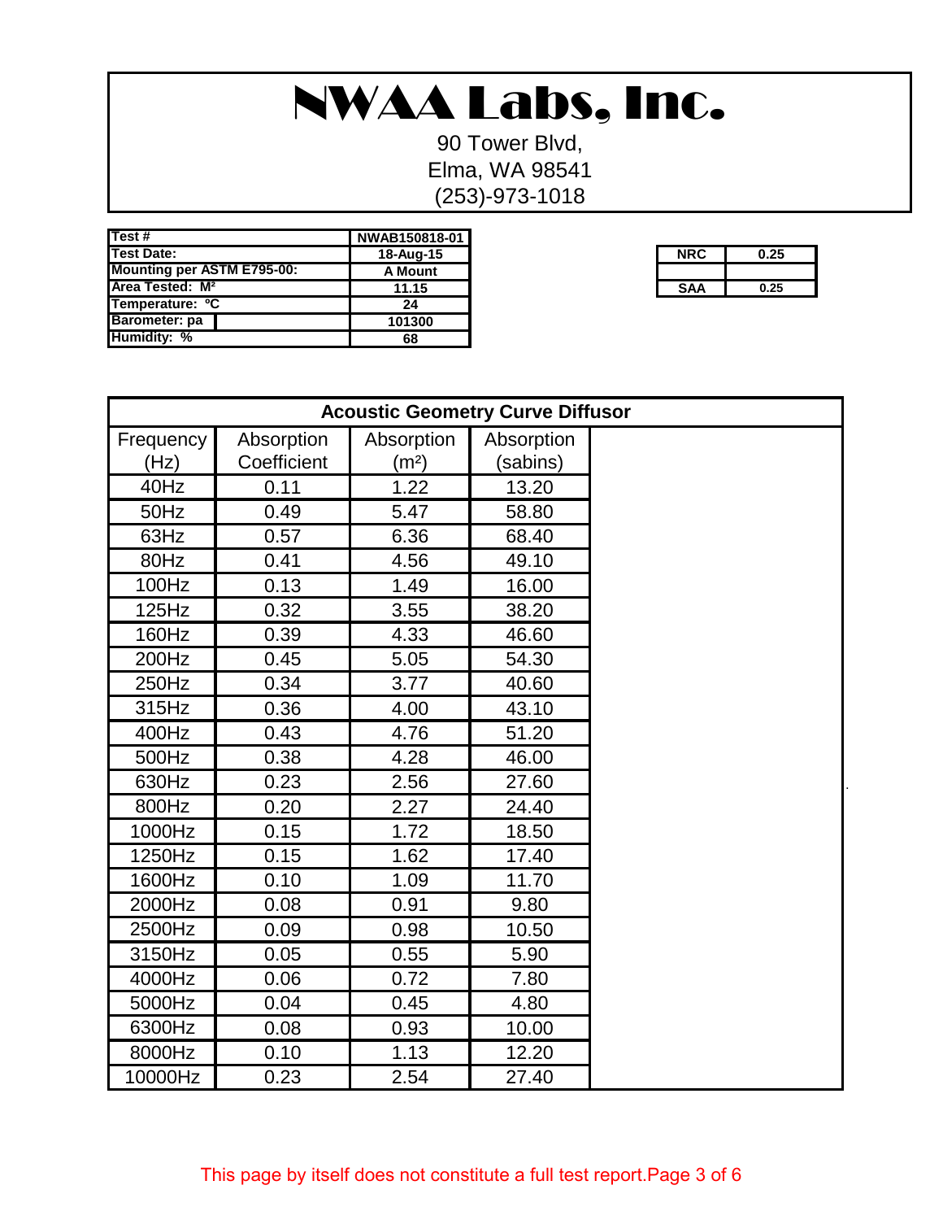# NWAA Labs, Inc.

90 Tower Blvd,
Elma, WA 98541
(253)-973-1018

| Test # | NWAB150818-01 |
|---|---|
| Test Date: | 18-Aug-15 |
| Mounting per ASTM E795-00: | A Mount |
| Area Tested: M² | 11.15 |
| Temperature: °C | 24 |
| Barometer: pa | 101300 |
| Humidity: % | 68 |

| NRC | 0.25 |
|---|---|
| | |
| SAA | 0.25 |

**Acoustic Geometry Curve Diffusor**

| Frequency (Hz) | Absorption Coefficient | Absorption (m²) | Absorption (sabins) |
|---|---|---|---|
| 40Hz | 0.11 | 1.22 | 13.20 |
| 50Hz | 0.49 | 5.47 | 58.80 |
| 63Hz | 0.57 | 6.36 | 68.40 |
| 80Hz | 0.41 | 4.56 | 49.10 |
| 100Hz | 0.13 | 1.49 | 16.00 |
| 125Hz | 0.32 | 3.55 | 38.20 |
| 160Hz | 0.39 | 4.33 | 46.60 |
| 200Hz | 0.45 | 5.05 | 54.30 |
| 250Hz | 0.34 | 3.77 | 40.60 |
| 315Hz | 0.36 | 4.00 | 43.10 |
| 400Hz | 0.43 | 4.76 | 51.20 |
| 500Hz | 0.38 | 4.28 | 46.00 |
| 630Hz | 0.23 | 2.56 | 27.60 |
| 800Hz | 0.20 | 2.27 | 24.40 |
| 1000Hz | 0.15 | 1.72 | 18.50 |
| 1250Hz | 0.15 | 1.62 | 17.40 |
| 1600Hz | 0.10 | 1.09 | 11.70 |
| 2000Hz | 0.08 | 0.91 | 9.80 |
| 2500Hz | 0.09 | 0.98 | 10.50 |
| 3150Hz | 0.05 | 0.55 | 5.90 |
| 4000Hz | 0.06 | 0.72 | 7.80 |
| 5000Hz | 0.04 | 0.45 | 4.80 |
| 6300Hz | 0.08 | 0.93 | 10.00 |
| 8000Hz | 0.10 | 1.13 | 12.20 |
| 10000Hz | 0.23 | 2.54 | 27.40 |

This page by itself does not constitute a full test report.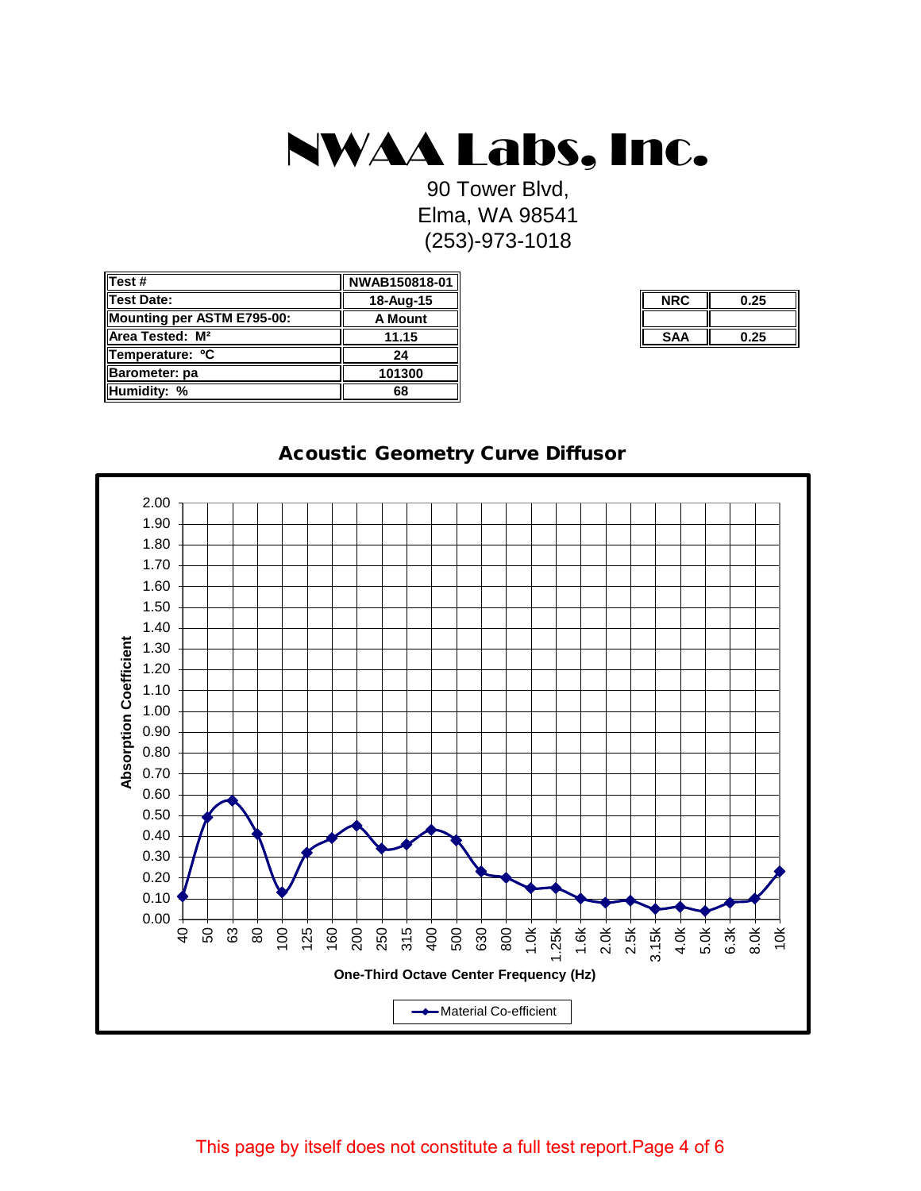# NWAA Labs, Inc.

90 Tower Blvd,
Elma, WA 98541
(253)-973-1018

| Test # | NWAB150818-01 |
|---|---|
| Test Date: | 18-Aug-15 |
| Mounting per ASTM E795-00: | A Mount |
| Area Tested: M² | 11.15 |
| Temperature: ºC | 24 |
| Barometer: pa | 101300 |
| Humidity: % | 68 |

| NRC | 0.25 |
|---|---|
| | |
| SAA | 0.25 |

## Acoustic Geometry Curve Diffusor

Absorption Coefficient vs. One-Third Octave Center Frequency (Hz)

Material Co-efficient

This page by itself does not constitute a full test report.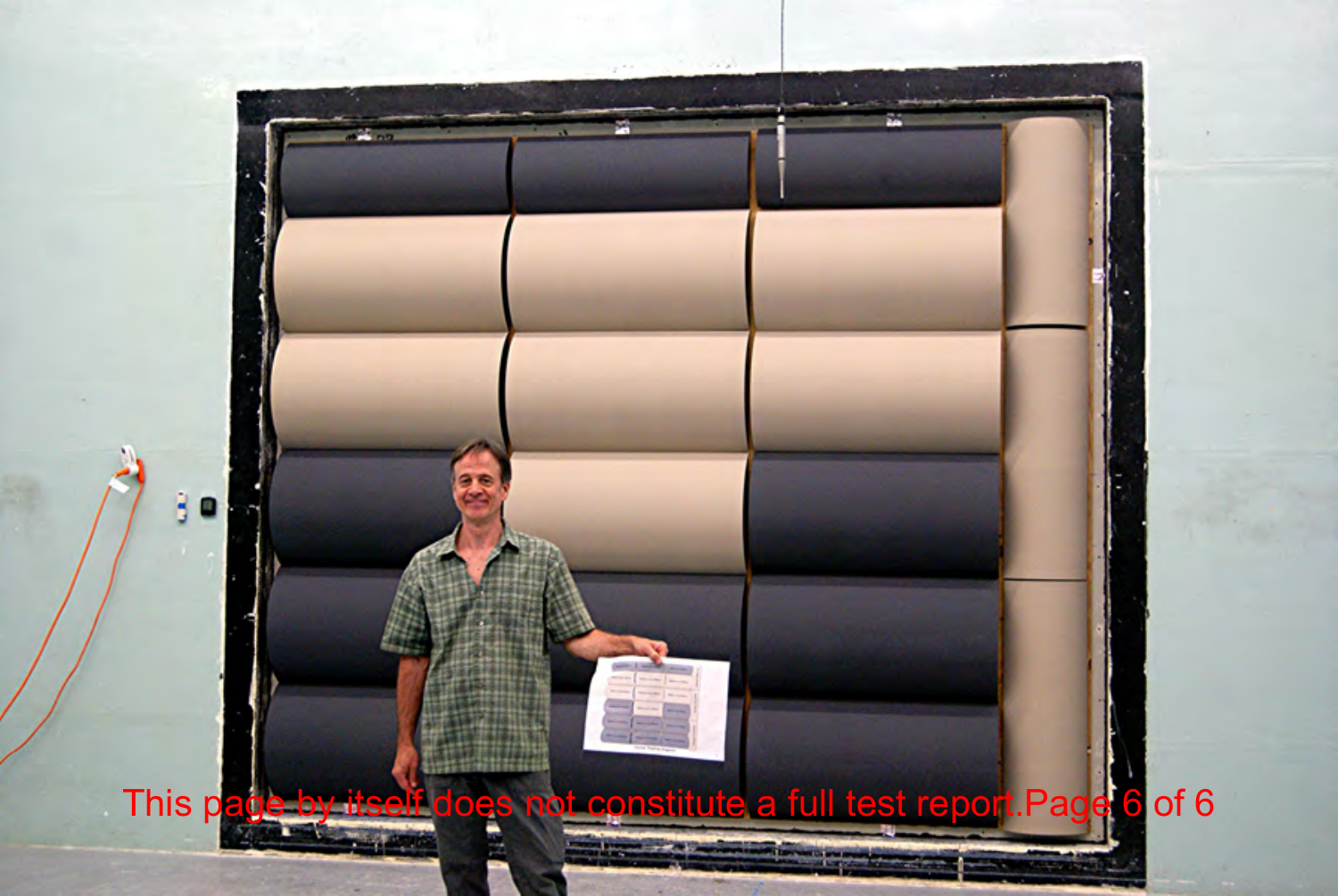This page by itself does not constitute a full test report.